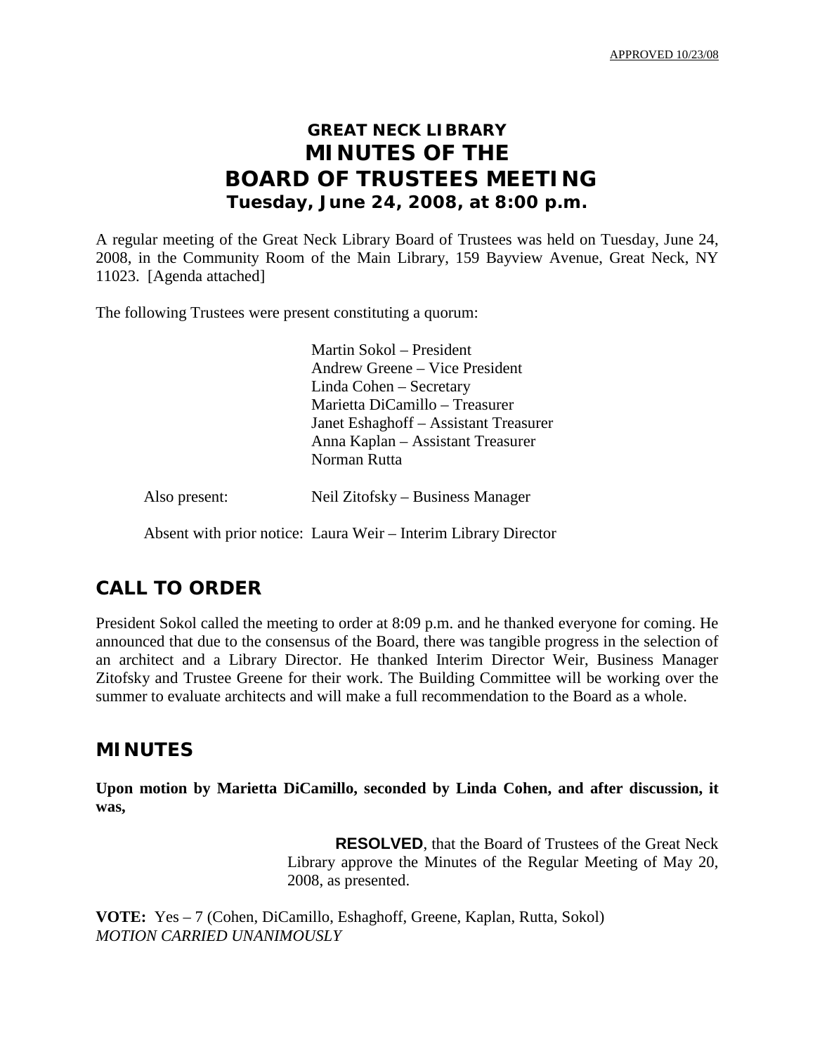APPROVED 10/23/08

# GREAT NECK LIBRARY
# MINUTES OF THE
# BOARD OF TRUSTEES MEETING
## Tuesday, June 24, 2008, at 8:00 p.m.

A regular meeting of the Great Neck Library Board of Trustees was held on Tuesday, June 24, 2008, in the Community Room of the Main Library, 159 Bayview Avenue, Great Neck, NY 11023. [Agenda attached]

The following Trustees were present constituting a quorum:

Martin Sokol – President
Andrew Greene – Vice President
Linda Cohen – Secretary
Marietta DiCamillo – Treasurer
Janet Eshaghoff – Assistant Treasurer
Anna Kaplan – Assistant Treasurer
Norman Rutta

Also present: Neil Zitofsky – Business Manager

Absent with prior notice: Laura Weir – Interim Library Director

## CALL TO ORDER

President Sokol called the meeting to order at 8:09 p.m. and he thanked everyone for coming. He announced that due to the consensus of the Board, there was tangible progress in the selection of an architect and a Library Director. He thanked Interim Director Weir, Business Manager Zitofsky and Trustee Greene for their work. The Building Committee will be working over the summer to evaluate architects and will make a full recommendation to the Board as a whole.

## MINUTES

**Upon motion by Marietta DiCamillo, seconded by Linda Cohen, and after discussion, it was,**

> **RESOLVED**, that the Board of Trustees of the Great Neck Library approve the Minutes of the Regular Meeting of May 20, 2008, as presented.

**VOTE:** Yes – 7 (Cohen, DiCamillo, Eshaghoff, Greene, Kaplan, Rutta, Sokol)
*MOTION CARRIED UNANIMOUSLY*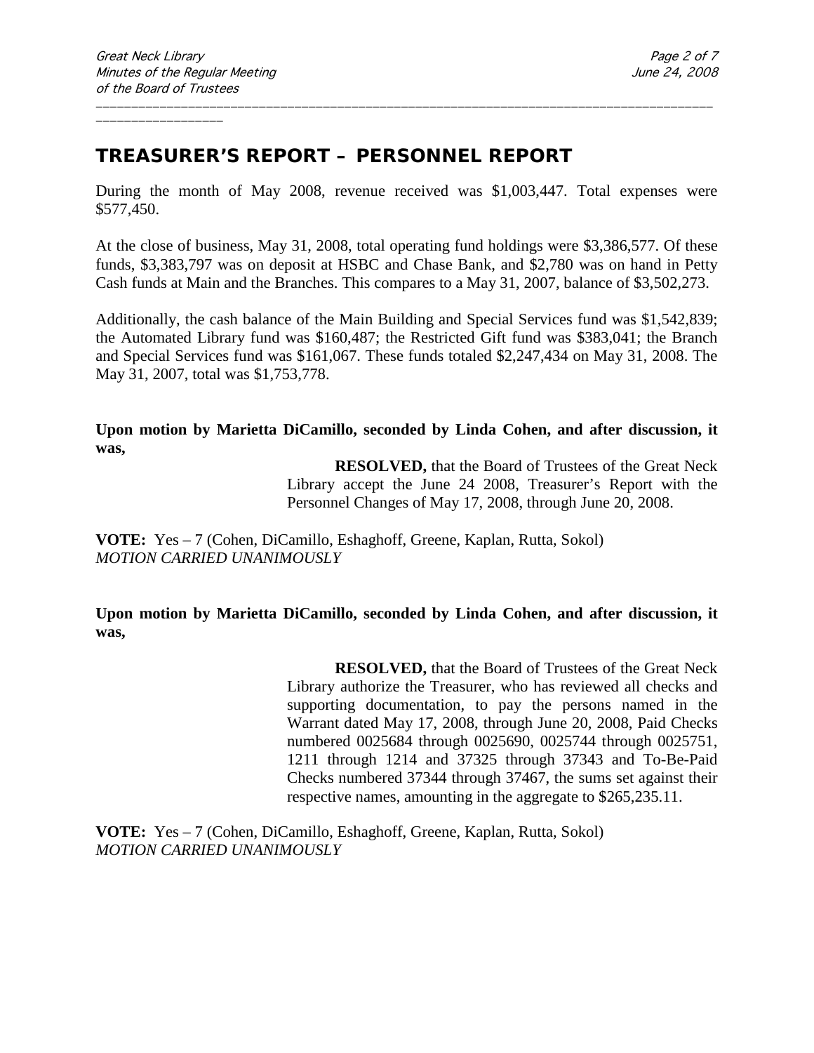## TREASURER'S REPORT – PERSONNEL REPORT

During the month of May 2008, revenue received was $1,003,447. Total expenses were $577,450.

At the close of business, May 31, 2008, total operating fund holdings were $3,386,577. Of these funds, $3,383,797 was on deposit at HSBC and Chase Bank, and $2,780 was on hand in Petty Cash funds at Main and the Branches. This compares to a May 31, 2007, balance of $3,502,273.

Additionally, the cash balance of the Main Building and Special Services fund was $1,542,839; the Automated Library fund was $160,487; the Restricted Gift fund was $383,041; the Branch and Special Services fund was $161,067. These funds totaled $2,247,434 on May 31, 2008. The May 31, 2007, total was $1,753,778.

**Upon motion by Marietta DiCamillo, seconded by Linda Cohen, and after discussion, it was,**

> **RESOLVED,** that the Board of Trustees of the Great Neck Library accept the June 24 2008, Treasurer's Report with the Personnel Changes of May 17, 2008, through June 20, 2008.

**VOTE:** Yes – 7 (Cohen, DiCamillo, Eshaghoff, Greene, Kaplan, Rutta, Sokol)
*MOTION CARRIED UNANIMOUSLY*

**Upon motion by Marietta DiCamillo, seconded by Linda Cohen, and after discussion, it was,**

> **RESOLVED,** that the Board of Trustees of the Great Neck Library authorize the Treasurer, who has reviewed all checks and supporting documentation, to pay the persons named in the Warrant dated May 17, 2008, through June 20, 2008, Paid Checks numbered 0025684 through 0025690, 0025744 through 0025751, 1211 through 1214 and 37325 through 37343 and To-Be-Paid Checks numbered 37344 through 37467, the sums set against their respective names, amounting in the aggregate to $265,235.11.

**VOTE:** Yes – 7 (Cohen, DiCamillo, Eshaghoff, Greene, Kaplan, Rutta, Sokol)
*MOTION CARRIED UNANIMOUSLY*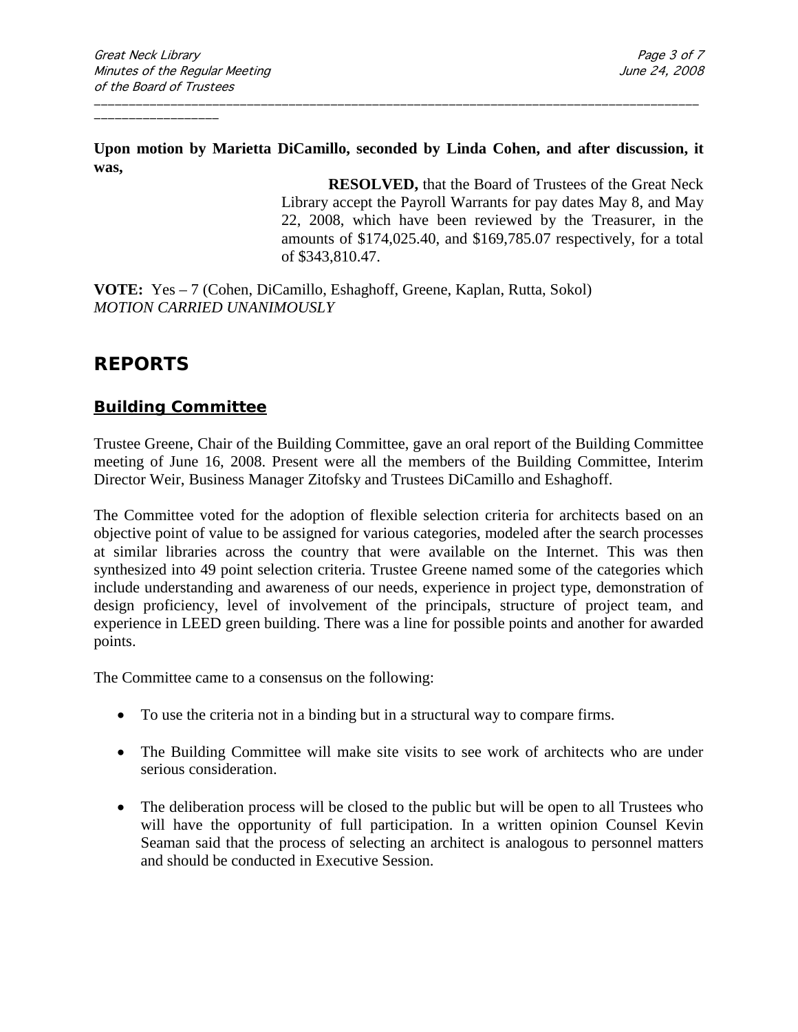**Upon motion by Marietta DiCamillo, seconded by Linda Cohen, and after discussion, it was,**

> **RESOLVED,** that the Board of Trustees of the Great Neck Library accept the Payroll Warrants for pay dates May 8, and May 22, 2008, which have been reviewed by the Treasurer, in the amounts of $174,025.40, and $169,785.07 respectively, for a total of $343,810.47.

**VOTE:** Yes – 7 (Cohen, DiCamillo, Eshaghoff, Greene, Kaplan, Rutta, Sokol)
*MOTION CARRIED UNANIMOUSLY*

# REPORTS

## Building Committee

Trustee Greene, Chair of the Building Committee, gave an oral report of the Building Committee meeting of June 16, 2008. Present were all the members of the Building Committee, Interim Director Weir, Business Manager Zitofsky and Trustees DiCamillo and Eshaghoff.

The Committee voted for the adoption of flexible selection criteria for architects based on an objective point of value to be assigned for various categories, modeled after the search processes at similar libraries across the country that were available on the Internet. This was then synthesized into 49 point selection criteria. Trustee Greene named some of the categories which include understanding and awareness of our needs, experience in project type, demonstration of design proficiency, level of involvement of the principals, structure of project team, and experience in LEED green building. There was a line for possible points and another for awarded points.

The Committee came to a consensus on the following:

- To use the criteria not in a binding but in a structural way to compare firms.
- The Building Committee will make site visits to see work of architects who are under serious consideration.
- The deliberation process will be closed to the public but will be open to all Trustees who will have the opportunity of full participation. In a written opinion Counsel Kevin Seaman said that the process of selecting an architect is analogous to personnel matters and should be conducted in Executive Session.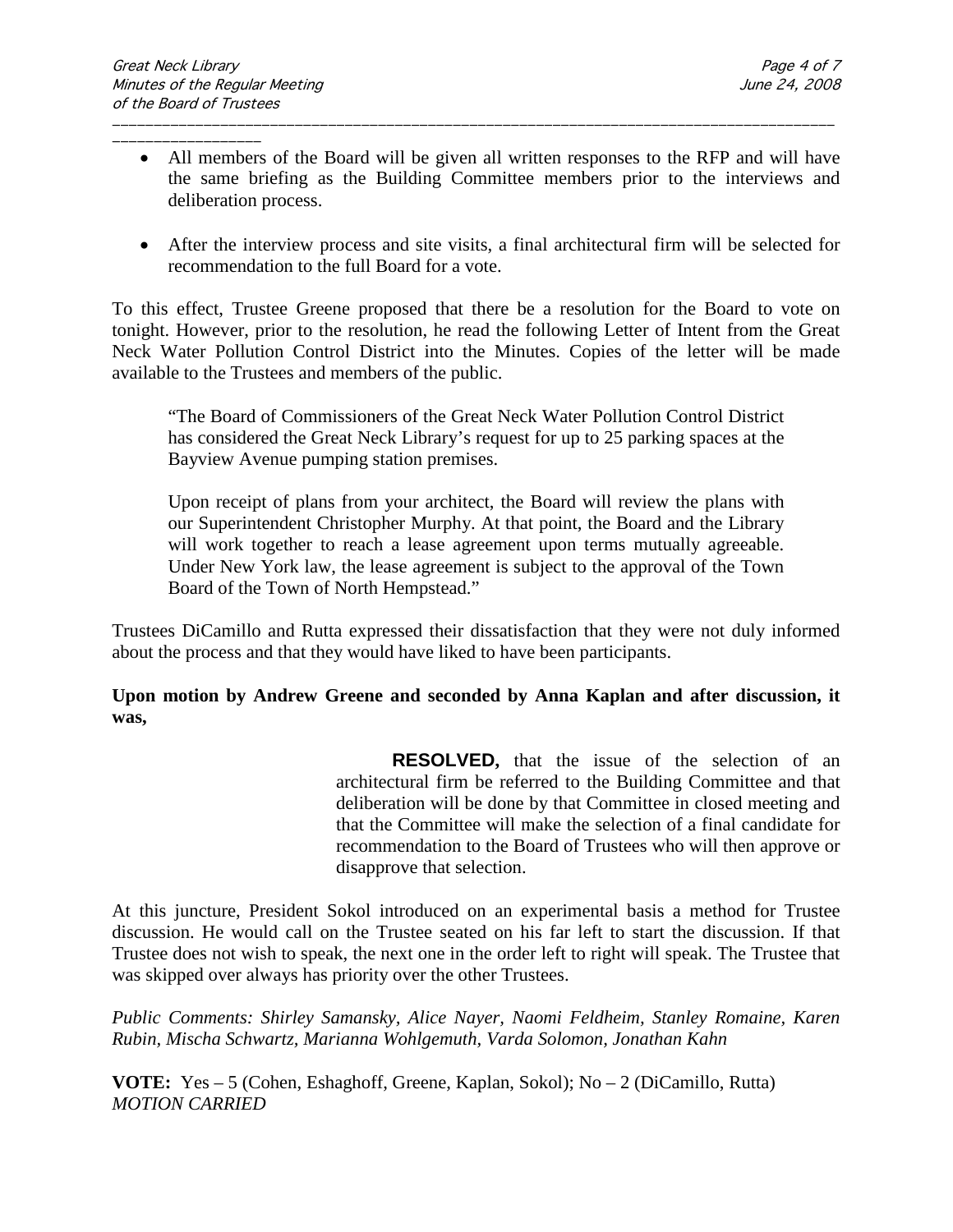- All members of the Board will be given all written responses to the RFP and will have the same briefing as the Building Committee members prior to the interviews and deliberation process.

- After the interview process and site visits, a final architectural firm will be selected for recommendation to the full Board for a vote.

To this effect, Trustee Greene proposed that there be a resolution for the Board to vote on tonight. However, prior to the resolution, he read the following Letter of Intent from the Great Neck Water Pollution Control District into the Minutes. Copies of the letter will be made available to the Trustees and members of the public.

> "The Board of Commissioners of the Great Neck Water Pollution Control District has considered the Great Neck Library's request for up to 25 parking spaces at the Bayview Avenue pumping station premises.
>
> Upon receipt of plans from your architect, the Board will review the plans with our Superintendent Christopher Murphy. At that point, the Board and the Library will work together to reach a lease agreement upon terms mutually agreeable. Under New York law, the lease agreement is subject to the approval of the Town Board of the Town of North Hempstead."

Trustees DiCamillo and Rutta expressed their dissatisfaction that they were not duly informed about the process and that they would have liked to have been participants.

**Upon motion by Andrew Greene and seconded by Anna Kaplan and after discussion, it was,**

> **RESOLVED,** that the issue of the selection of an architectural firm be referred to the Building Committee and that deliberation will be done by that Committee in closed meeting and that the Committee will make the selection of a final candidate for recommendation to the Board of Trustees who will then approve or disapprove that selection.

At this juncture, President Sokol introduced on an experimental basis a method for Trustee discussion. He would call on the Trustee seated on his far left to start the discussion. If that Trustee does not wish to speak, the next one in the order left to right will speak. The Trustee that was skipped over always has priority over the other Trustees.

*Public Comments: Shirley Samansky, Alice Nayer, Naomi Feldheim, Stanley Romaine, Karen Rubin, Mischa Schwartz, Marianna Wohlgemuth, Varda Solomon, Jonathan Kahn*

**VOTE:** Yes – 5 (Cohen, Eshaghoff, Greene, Kaplan, Sokol); No – 2 (DiCamillo, Rutta)
*MOTION CARRIED*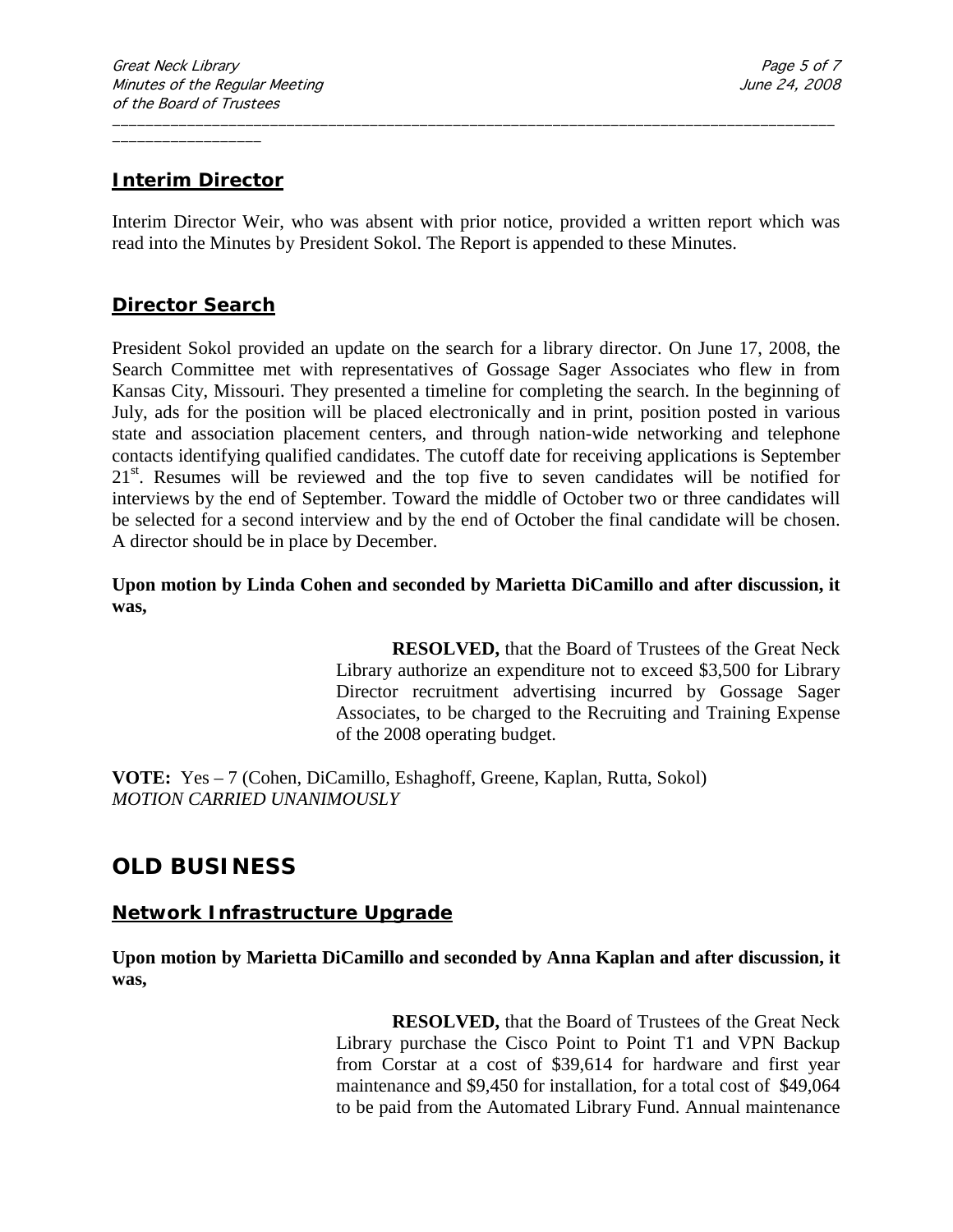## Interim Director

Interim Director Weir, who was absent with prior notice, provided a written report which was read into the Minutes by President Sokol. The Report is appended to these Minutes.

## Director Search

President Sokol provided an update on the search for a library director. On June 17, 2008, the Search Committee met with representatives of Gossage Sager Associates who flew in from Kansas City, Missouri. They presented a timeline for completing the search. In the beginning of July, ads for the position will be placed electronically and in print, position posted in various state and association placement centers, and through nation-wide networking and telephone contacts identifying qualified candidates. The cutoff date for receiving applications is September 21st. Resumes will be reviewed and the top five to seven candidates will be notified for interviews by the end of September. Toward the middle of October two or three candidates will be selected for a second interview and by the end of October the final candidate will be chosen. A director should be in place by December.

**Upon motion by Linda Cohen and seconded by Marietta DiCamillo and after discussion, it was,**

> **RESOLVED,** that the Board of Trustees of the Great Neck Library authorize an expenditure not to exceed $3,500 for Library Director recruitment advertising incurred by Gossage Sager Associates, to be charged to the Recruiting and Training Expense of the 2008 operating budget.

**VOTE:** Yes – 7 (Cohen, DiCamillo, Eshaghoff, Greene, Kaplan, Rutta, Sokol)
*MOTION CARRIED UNANIMOUSLY*

# OLD BUSINESS

## Network Infrastructure Upgrade

**Upon motion by Marietta DiCamillo and seconded by Anna Kaplan and after discussion, it was,**

> **RESOLVED,** that the Board of Trustees of the Great Neck Library purchase the Cisco Point to Point T1 and VPN Backup from Corstar at a cost of $39,614 for hardware and first year maintenance and $9,450 for installation, for a total cost of $49,064 to be paid from the Automated Library Fund. Annual maintenance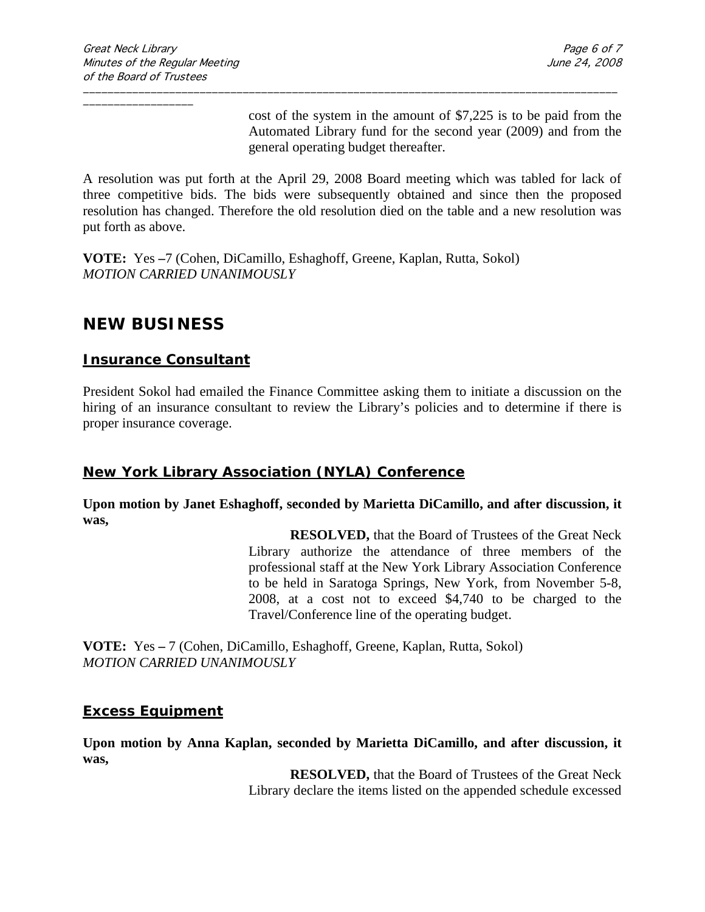cost of the system in the amount of $7,225 is to be paid from the Automated Library fund for the second year (2009) and from the general operating budget thereafter.

A resolution was put forth at the April 29, 2008 Board meeting which was tabled for lack of three competitive bids. The bids were subsequently obtained and since then the proposed resolution has changed. Therefore the old resolution died on the table and a new resolution was put forth as above.

**VOTE:** Yes –7 (Cohen, DiCamillo, Eshaghoff, Greene, Kaplan, Rutta, Sokol)
*MOTION CARRIED UNANIMOUSLY*

## NEW BUSINESS

### Insurance Consultant

President Sokol had emailed the Finance Committee asking them to initiate a discussion on the hiring of an insurance consultant to review the Library's policies and to determine if there is proper insurance coverage.

### New York Library Association (NYLA) Conference

**Upon motion by Janet Eshaghoff, seconded by Marietta DiCamillo, and after discussion, it was,**

**RESOLVED,** that the Board of Trustees of the Great Neck Library authorize the attendance of three members of the professional staff at the New York Library Association Conference to be held in Saratoga Springs, New York, from November 5-8, 2008, at a cost not to exceed $4,740 to be charged to the Travel/Conference line of the operating budget.

**VOTE:** Yes – 7 (Cohen, DiCamillo, Eshaghoff, Greene, Kaplan, Rutta, Sokol)
*MOTION CARRIED UNANIMOUSLY*

### Excess Equipment

**Upon motion by Anna Kaplan, seconded by Marietta DiCamillo, and after discussion, it was,**

**RESOLVED,** that the Board of Trustees of the Great Neck Library declare the items listed on the appended schedule excessed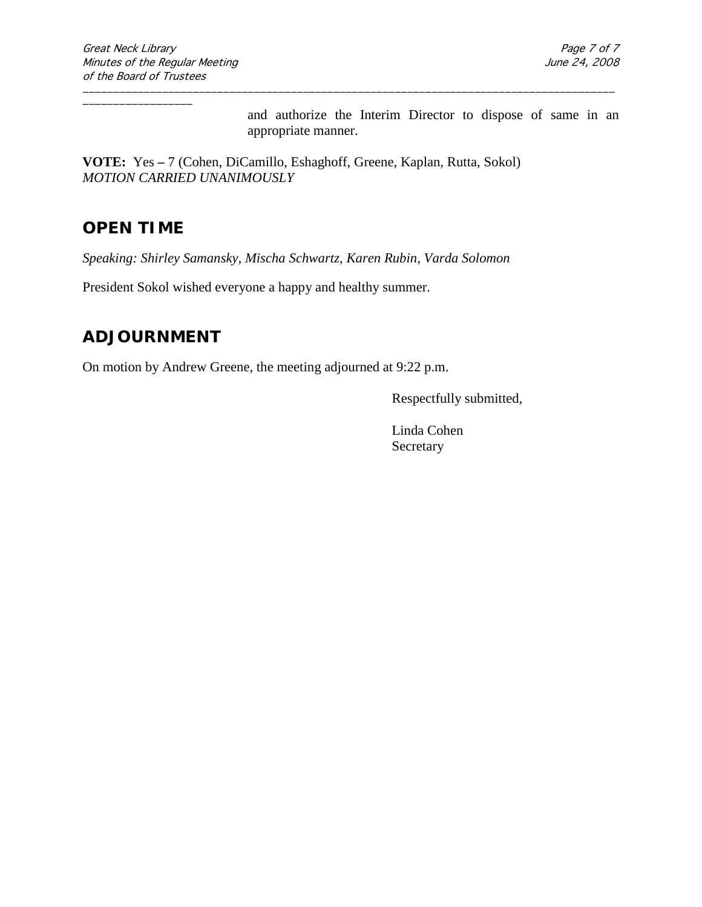and authorize the Interim Director to dispose of same in an appropriate manner.

**VOTE:** Yes – 7 (Cohen, DiCamillo, Eshaghoff, Greene, Kaplan, Rutta, Sokol)
*MOTION CARRIED UNANIMOUSLY*

## OPEN TIME

*Speaking: Shirley Samansky, Mischa Schwartz, Karen Rubin, Varda Solomon*

President Sokol wished everyone a happy and healthy summer.

## ADJOURNMENT

On motion by Andrew Greene, the meeting adjourned at 9:22 p.m.

Respectfully submitted,

Linda Cohen
Secretary